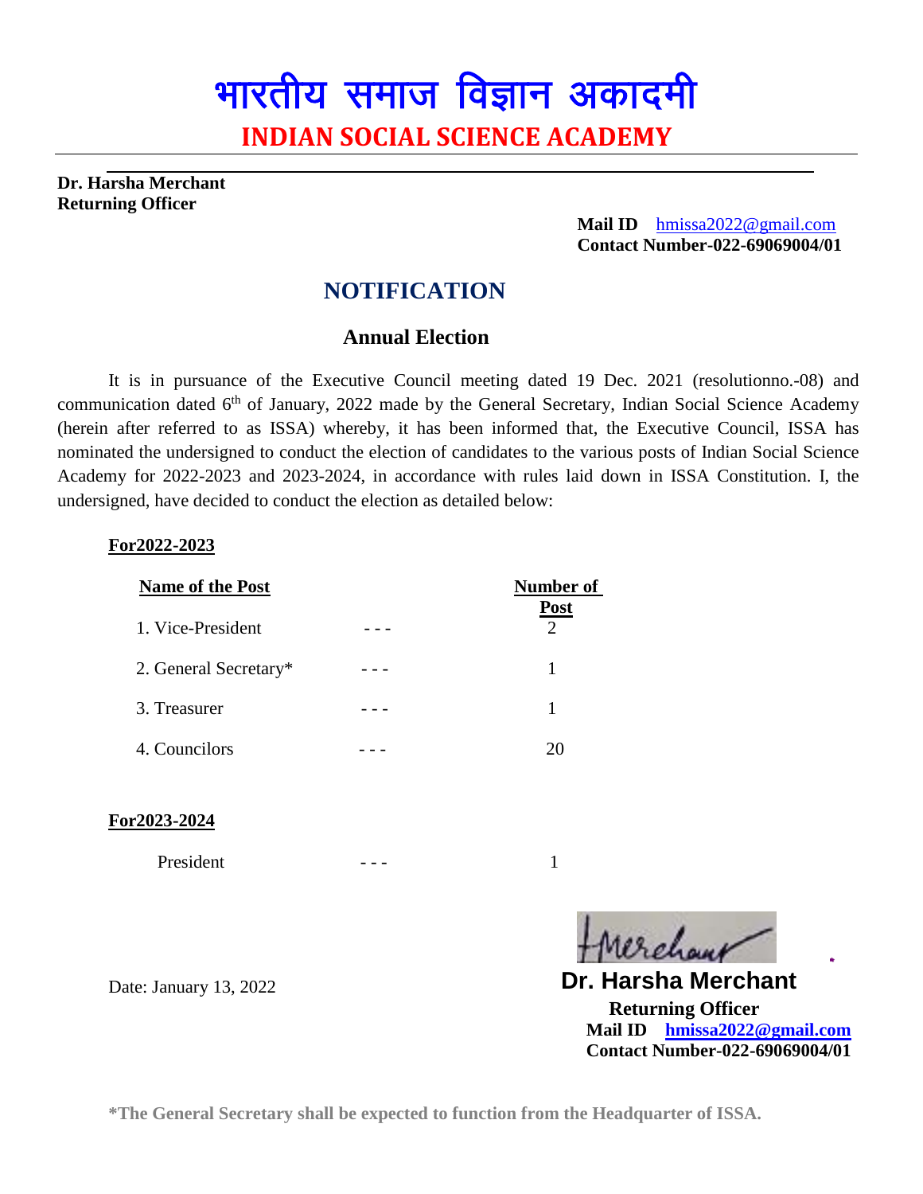# भारतीय समाज विज्ञान अकादमी

## INDIAN SOCIAL SCIENCE ACADEMY

**Dr. Harsha Merchant**
**Returning Officer**

**Mail ID** hmissa2022@gmail.com
**Contact Number-022-69069004/01**

## NOTIFICATION

### Annual Election

It is in pursuance of the Executive Council meeting dated 19 Dec. 2021 (resolutionno.-08) and communication dated 6th of January, 2022 made by the General Secretary, Indian Social Science Academy (herein after referred to as ISSA) whereby, it has been informed that, the Executive Council, ISSA has nominated the undersigned to conduct the election of candidates to the various posts of Indian Social Science Academy for 2022-2023 and 2023-2024, in accordance with rules laid down in ISSA Constitution. I, the undersigned, have decided to conduct the election as detailed below:

**For2022-2023**

| Name of the Post | | Number of Post |
|---|---|---|
| 1. Vice-President | - - - | 2 |
| 2. General Secretary* | - - - | 1 |
| 3. Treasurer | - - - | 1 |
| 4. Councilors | - - - | 20 |

**For2023-2024**

| | | |
|---|---|---|
| President | - - - | 1 |

Date: January 13, 2022

**Dr. Harsha Merchant**
**Returning Officer**
**Mail ID hmissa2022@gmail.com**
**Contact Number-022-69069004/01**

**\*The General Secretary shall be expected to function from the Headquarter of ISSA.**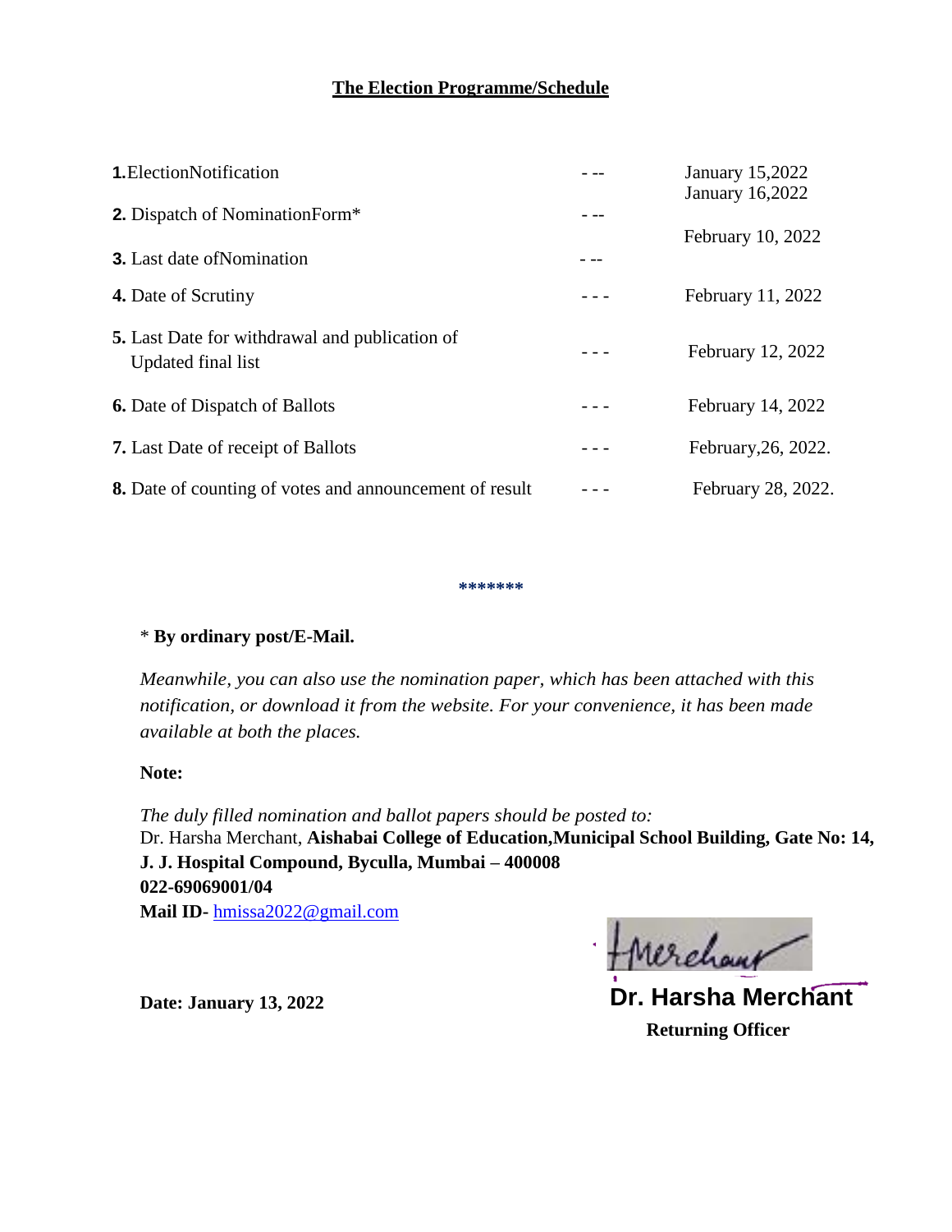**The Election Programme/Schedule**

| | | |
|---|---|---|
| **1.** Election Notification | --- | January 15,2022 |
| **2.** Dispatch of Nomination Form* | --- | January 16,2022 |
| **3.** Last date of Nomination | --- | February 10, 2022 |
| **4.** Date of Scrutiny | --- | February 11, 2022 |
| **5.** Last Date for withdrawal and publication of Updated final list | --- | February 12, 2022 |
| **6.** Date of Dispatch of Ballots | --- | February 14, 2022 |
| **7.** Last Date of receipt of Ballots | --- | February,26, 2022. |
| **8.** Date of counting of votes and announcement of result | --- | February 28, 2022. |

*******

* **By ordinary post/E-Mail.**

*Meanwhile, you can also use the nomination paper, which has been attached with this notification, or download it from the website. For your convenience, it has been made available at both the places.*

**Note:**

*The duly filled nomination and ballot papers should be posted to:*
Dr. Harsha Merchant, **Aishabai College of Education,Municipal School Building, Gate No: 14, J. J. Hospital Compound, Byculla, Mumbai – 400008**
**022-69069001/04**
**Mail ID**- hmissa2022@gmail.com

**Date: January 13, 2022**

**Dr. Harsha Merchant**
**Returning Officer**